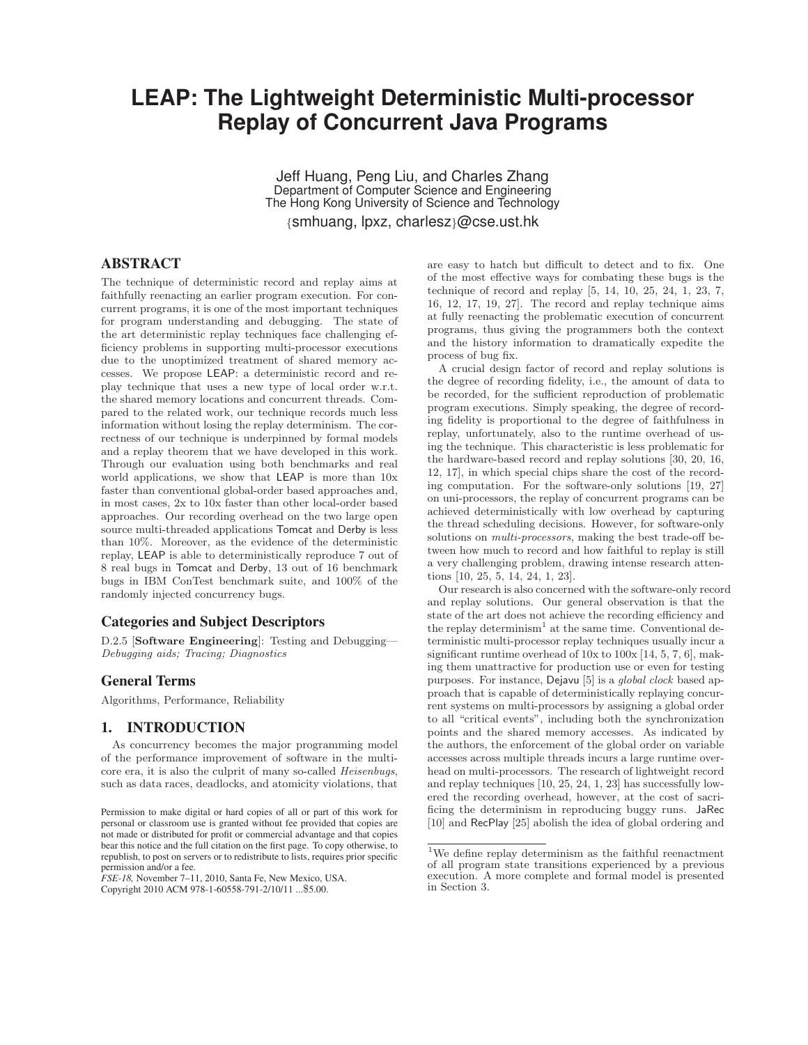# LEAP: The Lightweight Deterministic Multi-processor Replay of Concurrent Java Programs

Jeff Huang, Peng Liu, and Charles Zhang
Department of Computer Science and Engineering
The Hong Kong University of Science and Technology
{smhuang, lpxz, charlesz}@cse.ust.hk

## ABSTRACT

The technique of deterministic record and replay aims at faithfully reenacting an earlier program execution. For concurrent programs, it is one of the most important techniques for program understanding and debugging. The state of the art deterministic replay techniques face challenging efficiency problems in supporting multi-processor executions due to the unoptimized treatment of shared memory accesses. We propose LEAP: a deterministic record and replay technique that uses a new type of local order w.r.t. the shared memory locations and concurrent threads. Compared to the related work, our technique records much less information without losing the replay determinism. The correctness of our technique is underpinned by formal models and a replay theorem that we have developed in this work. Through our evaluation using both benchmarks and real world applications, we show that LEAP is more than 10x faster than conventional global-order based approaches and, in most cases, 2x to 10x faster than other local-order based approaches. Our recording overhead on the two large open source multi-threaded applications Tomcat and Derby is less than 10%. Moreover, as the evidence of the deterministic replay, LEAP is able to deterministically reproduce 7 out of 8 real bugs in Tomcat and Derby, 13 out of 16 benchmark bugs in IBM ConTest benchmark suite, and 100% of the randomly injected concurrency bugs.

## Categories and Subject Descriptors

D.2.5 [**Software Engineering**]: Testing and Debugging—*Debugging aids; Tracing; Diagnostics*

## General Terms

Algorithms, Performance, Reliability

## 1. INTRODUCTION

As concurrency becomes the major programming model of the performance improvement of software in the multicore era, it is also the culprit of many so-called *Heisenbugs*, such as data races, deadlocks, and atomicity violations, that are easy to hatch but difficult to detect and to fix. One of the most effective ways for combating these bugs is the technique of record and replay [5, 14, 10, 25, 24, 1, 23, 7, 16, 12, 17, 19, 27]. The record and replay technique aims at fully reenacting the problematic execution of concurrent programs, thus giving the programmers both the context and the history information to dramatically expedite the process of bug fix.

A crucial design factor of record and replay solutions is the degree of recording fidelity, i.e., the amount of data to be recorded, for the sufficient reproduction of problematic program executions. Simply speaking, the degree of recording fidelity is proportional to the degree of faithfulness in replay, unfortunately, also to the runtime overhead of using the technique. This characteristic is less problematic for the hardware-based record and replay solutions [30, 20, 16, 12, 17], in which special chips share the cost of the recording computation. For the software-only solutions [19, 27] on uni-processors, the replay of concurrent programs can be achieved deterministically with low overhead by capturing the thread scheduling decisions. However, for software-only solutions on *multi-processors*, making the best trade-off between how much to record and how faithful to replay is still a very challenging problem, drawing intense research attentions [10, 25, 5, 14, 24, 1, 23].

Our research is also concerned with the software-only record and replay solutions. Our general observation is that the state of the art does not achieve the recording efficiency and the replay determinism[1] at the same time. Conventional deterministic multi-processor replay techniques usually incur a significant runtime overhead of 10x to 100x [14, 5, 7, 6], making them unattractive for production use or even for testing purposes. For instance, Dejavu [5] is a *global clock* based approach that is capable of deterministically replaying concurrent systems on multi-processors by assigning a global order to all "critical events", including both the synchronization points and the shared memory accesses. As indicated by the authors, the enforcement of the global order on variable accesses across multiple threads incurs a large runtime overhead on multi-processors. The research of lightweight record and replay techniques [10, 25, 24, 1, 23] has successfully lowered the recording overhead, however, at the cost of sacrificing the determinism in reproducing buggy runs. JaRec [10] and RecPlay [25] abolish the idea of global ordering and

[1]We define replay determinism as the faithful reenactment of all program state transitions experienced by a previous execution. A more complete and formal model is presented in Section 3.

Permission to make digital or hard copies of all or part of this work for personal or classroom use is granted without fee provided that copies are not made or distributed for profit or commercial advantage and that copies bear this notice and the full citation on the first page. To copy otherwise, to republish, to post on servers or to redistribute to lists, requires prior specific permission and/or a fee.
*FSE-18,* November 7–11, 2010, Santa Fe, New Mexico, USA.
Copyright 2010 ACM 978-1-60558-791-2/10/11 ...$5.00.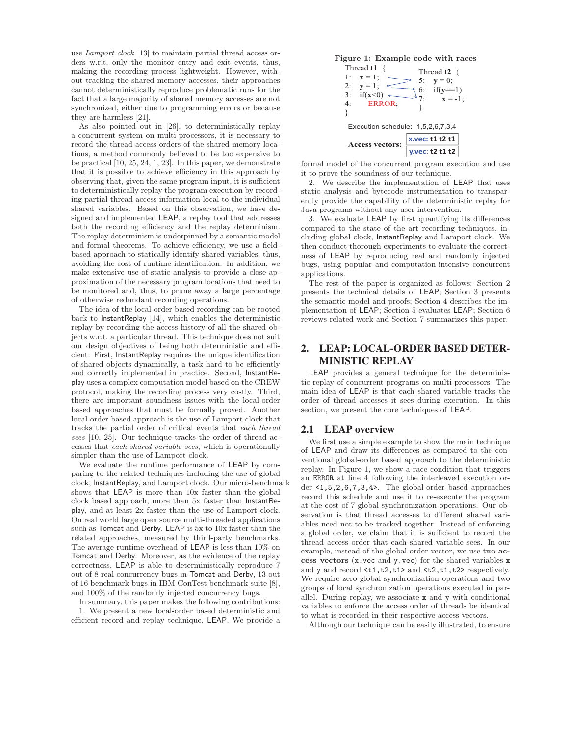use *Lamport clock* [13] to maintain partial thread access orders w.r.t. only the monitor entry and exit events, thus, making the recording process lightweight. However, without tracking the shared memory accesses, their approaches cannot deterministically reproduce problematic runs for the fact that a large majority of shared memory accesses are not synchronized, either due to programming errors or because they are harmless [21].

As also pointed out in [26], to deterministically replay a concurrent system on multi-processors, it is necessary to record the thread access orders of the shared memory locations, a method commonly believed to be too expensive to be practical [10, 25, 24, 1, 23]. In this paper, we demonstrate that it is possible to achieve efficiency in this approach by observing that, given the same program input, it is sufficient to deterministically replay the program execution by recording partial thread access information local to the individual shared variables. Based on this observation, we have designed and implemented LEAP, a replay tool that addresses both the recording efficiency and the replay determinism. The replay determinism is underpinned by a semantic model and formal theorems. To achieve efficiency, we use a field-based approach to statically identify shared variables, thus, avoiding the cost of runtime identification. In addition, we make extensive use of static analysis to provide a close approximation of the necessary program locations that need to be monitored and, thus, to prune away a large percentage of otherwise redundant recording operations.

The idea of the local-order based recording can be rooted back to InstantReplay [14], which enables the deterministic replay by recording the access history of all the shared objects w.r.t. a particular thread. This technique does not suit our design objectives of being both deterministic and efficient. First, InstantReplay requires the unique identification of shared objects dynamically, a task hard to be efficiently and correctly implemented in practice. Second, InstantReplay uses a complex computation model based on the CREW protocol, making the recording process very costly. Third, there are important soundness issues with the local-order based approaches that must be formally proved. Another local-order based approach is the use of Lamport clock that tracks the partial order of critical events that *each thread sees* [10, 25]. Our technique tracks the order of thread accesses that *each shared variable sees*, which is operationally simpler than the use of Lamport clock.

We evaluate the runtime performance of LEAP by comparing to the related techniques including the use of global clock, InstantReplay, and Lamport clock. Our micro-benchmark shows that LEAP is more than 10x faster than the global clock based approach, more than 5x faster than InstantReplay, and at least 2x faster than the use of Lamport clock. On real world large open source multi-threaded applications such as Tomcat and Derby, LEAP is 5x to 10x faster than the related approaches, measured by third-party benchmarks. The average runtime overhead of LEAP is less than 10% on Tomcat and Derby. Moreover, as the evidence of the replay correctness, LEAP is able to deterministically reproduce 7 out of 8 real concurrency bugs in Tomcat and Derby, 13 out of 16 benchmark bugs in IBM ConTest benchmark suite [8], and 100% of the randomly injected concurrency bugs.

In summary, this paper makes the following contributions:

1. We present a new local-order based deterministic and efficient record and replay technique, LEAP. We provide a formal model of the concurrent program execution and use it to prove the soundness of our technique.

2. We describe the implementation of LEAP that uses static analysis and bytecode instrumentation to transparently provide the capability of the deterministic replay for Java programs without any user intervention.

3. We evaluate LEAP by first quantifying its differences compared to the state of the art recording techniques, including global clock, InstantReplay and Lamport clock. We then conduct thorough experiments to evaluate the correctness of LEAP by reproducing real and randomly injected bugs, using popular and computation-intensive concurrent applications.

The rest of the paper is organized as follows: Section 2 presents the technical details of LEAP; Section 3 presents the semantic model and proofs; Section 4 describes the implementation of LEAP; Section 5 evaluates LEAP; Section 6 reviews related work and Section 7 summarizes this paper.

**Figure 1: Example code with races**

```
Thread t1 {                Thread t2 {
1:  x = 1;                 5:  y = 0;
2:  y = 1;                 6:  if(y==1)
3:  if(x<0)                7:      x = -1;
4:      ERROR;             }
}
```

Execution schedule: 1,5,2,6,7,3,4

Access vectors: **x.vec: t1 t2 t1** | **y.vec: t2 t1 t2**

## 2. LEAP: LOCAL-ORDER BASED DETERMINISTIC REPLAY

LEAP provides a general technique for the deterministic replay of concurrent programs on multi-processors. The main idea of LEAP is that each shared variable tracks the order of thread accesses it sees during execution. In this section, we present the core techniques of LEAP.

### 2.1 LEAP overview

We first use a simple example to show the main technique of LEAP and draw its differences as compared to the conventional global-order based approach to the deterministic replay. In Figure 1, we show a race condition that triggers an `ERROR` at line 4 following the interleaved execution order `<1,5,2,6,7,3,4>`. The global-order based approaches record this schedule and use it to re-execute the program at the cost of 7 global synchronization operations. Our observation is that thread accesses to different shared variables need not to be tracked together. Instead of enforcing a global order, we claim that it is sufficient to record the thread access order that each shared variable sees. In our example, instead of the global order vector, we use two **access vectors** (`x.vec` and `y.vec`) for the shared variables `x` and `y` and record `<t1,t2,t1>` and `<t2,t1,t2>` respectively. We require zero global synchronization operations and two groups of local synchronization operations executed in parallel. During replay, we associate `x` and `y` with conditional variables to enforce the access order of threads be identical to what is recorded in their respective access vectors.

Although our technique can be easily illustrated, to ensure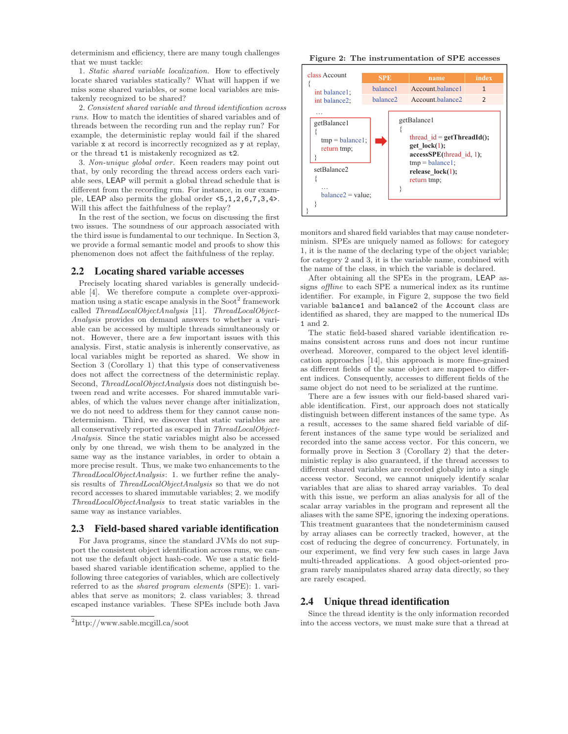determinism and efficiency, there are many tough challenges that we must tackle:

1. *Static shared variable localization.* How to effectively locate shared variables statically? What will happen if we miss some shared variables, or some local variables are mistakenly recognized to be shared?

2. *Consistent shared variable and thread identification across runs.* How to match the identities of shared variables and of threads between the recording run and the replay run? For example, the deterministic replay would fail if the shared variable `x` at record is incorrectly recognized as `y` at replay, or the thread `t1` is mistakenly recognized as `t2`.

3. *Non-unique global order.* Keen readers may point out that, by only recording the thread access orders each variable sees, LEAP will permit a global thread schedule that is different from the recording run. For instance, in our example, LEAP also permits the global order `<5,1,2,6,7,3,4>`. Will this affect the faithfulness of the replay?

In the rest of the section, we focus on discussing the first two issues. The soundness of our approach associated with the third issue is fundamental to our technique. In Section 3, we provide a formal semantic model and proofs to show this phenomenon does not affect the faithfulness of the replay.

## 2.2 Locating shared variable accesses

Precisely locating shared variables is generally undecidable [4]. We therefore compute a complete over-approximation using a static escape analysis in the Soot[2] framework called *ThreadLocalObjectAnalysis* [11]. *ThreadLocalObjectAnalysis* provides on demand answers to whether a variable can be accessed by multiple threads simultaneously or not. However, there are a few important issues with this analysis. First, static analysis is inherently conservative, as local variables might be reported as shared. We show in Section 3 (Corollary 1) that this type of conservativeness does not affect the correctness of the deterministic replay. Second, *ThreadLocalObjectAnalysis* does not distinguish between read and write accesses. For shared immutable variables, of which the values never change after initialization, we do not need to address them for they cannot cause nondeterminism. Third, we discover that static variables are all conservatively reported as escaped in *ThreadLocalObjectAnalysis*. Since the static variables might also be accessed only by one thread, we wish them to be analyzed in the same way as the instance variables, in order to obtain a more precise result. Thus, we make two enhancements to the *ThreadLocalObjectAnalysis*: 1. we further refine the analysis results of *ThreadLocalObjectAnalysis* so that we do not record accesses to shared immutable variables; 2. we modify *ThreadLocalObjectAnalysis* to treat static variables in the same way as instance variables.

## 2.3 Field-based shared variable identification

For Java programs, since the standard JVMs do not support the consistent object identification across runs, we cannot use the default object hash-code. We use a static field-based shared variable identification scheme, applied to the following three categories of variables, which are collectively referred to as the *shared program elements* (SPE): 1. variables that serve as monitors; 2. class variables; 3. thread escaped instance variables. These SPEs include both Java

[2] http://www.sable.mcgill.ca/soot

**Figure 2: The instrumentation of SPE accesses**

```
class Account
{
  int balance1;
  int balance2;
  ...
  getBalance1
  {
    tmp = balance1;
    return tmp;
  }
  setBalance2
  {
    ...
    balance2 = value;
  }
}
```

| SPE | name | index |
|---|---|---|
| balance1 | Account.balance1 | 1 |
| balance2 | Account.balance2 | 2 |

```
getBalance1
{
  thread_id = getThreadId();
  get_lock(1);
  accessSPE(thread_id, 1);
  tmp = balance1;
  release_lock(1);
  return tmp;
}
```

monitors and shared field variables that may cause nondeterminism. SPEs are uniquely named as follows: for category 1, it is the name of the declaring type of the object variable; for category 2 and 3, it is the variable name, combined with the name of the class, in which the variable is declared.

After obtaining all the SPEs in the program, LEAP assigns *offline* to each SPE a numerical index as its runtime identifier. For example, in Figure 2, suppose the two field variable `balance1` and `balance2` of the `Account` class are identified as shared, they are mapped to the numerical IDs `1` and `2`.

The static field-based shared variable identification remains consistent across runs and does not incur runtime overhead. Moreover, compared to the object level identification approaches [14], this approach is more fine-grained as different fields of the same object are mapped to different indices. Consequently, accesses to different fields of the same object do not need to be serialized at the runtime.

There are a few issues with our field-based shared variable identification. First, our approach does not statically distinguish between different instances of the same type. As a result, accesses to the same shared field variable of different instances of the same type would be serialized and recorded into the same access vector. For this concern, we formally prove in Section 3 (Corollary 2) that the deterministic replay is also guaranteed, if the thread accesses to different shared variables are recorded globally into a single access vector. Second, we cannot uniquely identify scalar variables that are alias to shared array variables. To deal with this issue, we perform an alias analysis for all of the scalar array variables in the program and represent all the aliases with the same SPE, ignoring the indexing operations. This treatment guarantees that the nondeterminism caused by array aliases can be correctly tracked, however, at the cost of reducing the degree of concurrency. Fortunately, in our experiment, we find very few such cases in large Java multi-threaded applications. A good object-oriented program rarely manipulates shared array data directly, so they are rarely escaped.

## 2.4 Unique thread identification

Since the thread identity is the only information recorded into the access vectors, we must make sure that a thread at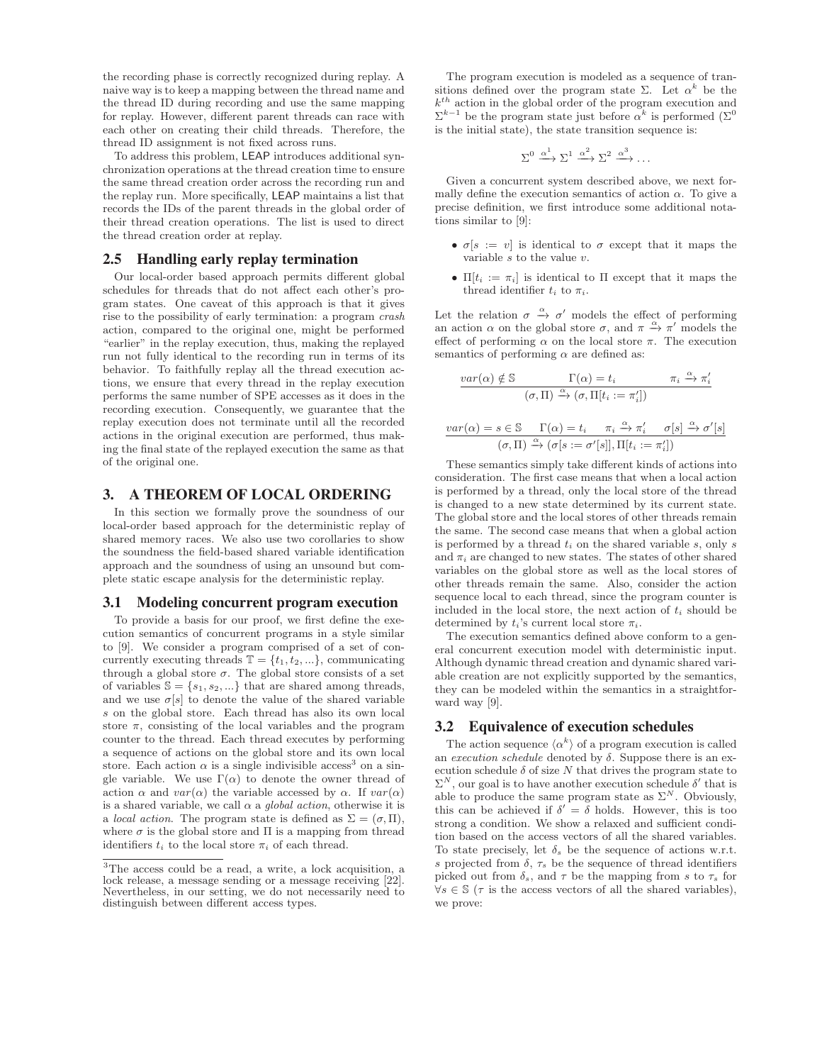the recording phase is correctly recognized during replay. A naive way is to keep a mapping between the thread name and the thread ID during recording and use the same mapping for replay. However, different parent threads can race with each other on creating their child threads. Therefore, the thread ID assignment is not fixed across runs.

To address this problem, LEAP introduces additional synchronization operations at the thread creation time to ensure the same thread creation order across the recording run and the replay run. More specifically, LEAP maintains a list that records the IDs of the parent threads in the global order of their thread creation operations. The list is used to direct the thread creation order at replay.

## 2.5 Handling early replay termination

Our local-order based approach permits different global schedules for threads that do not affect each other's program states. One caveat of this approach is that it gives rise to the possibility of early termination: a program *crash* action, compared to the original one, might be performed "earlier" in the replay execution, thus, making the replayed run not fully identical to the recording run in terms of its behavior. To faithfully replay all the thread execution actions, we ensure that every thread in the replay execution performs the same number of SPE accesses as it does in the recording execution. Consequently, we guarantee that the replay execution does not terminate until all the recorded actions in the original execution are performed, thus making the final state of the replayed execution the same as that of the original one.

# 3. A THEOREM OF LOCAL ORDERING

In this section we formally prove the soundness of our local-order based approach for the deterministic replay of shared memory races. We also use two corollaries to show the soundness the field-based shared variable identification approach and the soundness of using an unsound but complete static escape analysis for the deterministic replay.

## 3.1 Modeling concurrent program execution

To provide a basis for our proof, we first define the execution semantics of concurrent programs in a style similar to [9]. We consider a program comprised of a set of concurrently executing threads $\mathbb{T} = \{t_1, t_2, ...\}$, communicating through a global store $\sigma$. The global store consists of a set of variables $\mathbb{S} = \{s_1, s_2, ...\}$ that are shared among threads, and we use $\sigma[s]$ to denote the value of the shared variable $s$ on the global store. Each thread has also its own local store $\pi$, consisting of the local variables and the program counter to the thread. Each thread executes by performing a sequence of actions on the global store and its own local store. Each action $\alpha$ is a single indivisible access[3] on a single variable. We use $\Gamma(\alpha)$ to denote the owner thread of action $\alpha$ and $var(\alpha)$ the variable accessed by $\alpha$. If $var(\alpha)$ is a shared variable, we call $\alpha$ a *global action*, otherwise it is a *local action*. The program state is defined as $\Sigma = (\sigma, \Pi)$, where $\sigma$ is the global store and $\Pi$ is a mapping from thread identifiers $t_i$ to the local store $\pi_i$ of each thread.

[3] The access could be a read, a write, a lock acquisition, a lock release, a message sending or a message receiving [22]. Nevertheless, in our setting, we do not necessarily need to distinguish between different access types.

The program execution is modeled as a sequence of transitions defined over the program state $\Sigma$. Let $\alpha^k$ be the $k^{th}$ action in the global order of the program execution and $\Sigma^{k-1}$ be the program state just before $\alpha^k$ is performed ($\Sigma^0$ is the initial state), the state transition sequence is:

$$\Sigma^0 \xrightarrow{\alpha^1} \Sigma^1 \xrightarrow{\alpha^2} \Sigma^2 \xrightarrow{\alpha^3} \ldots$$

Given a concurrent system described above, we next formally define the execution semantics of action $\alpha$. To give a precise definition, we first introduce some additional notations similar to [9]:

- $\sigma[s := v]$ is identical to $\sigma$ except that it maps the variable $s$ to the value $v$.
- $\Pi[t_i := \pi_i]$ is identical to $\Pi$ except that it maps the thread identifier $t_i$ to $\pi_i$.

Let the relation $\sigma \xrightarrow{\alpha} \sigma'$ models the effect of performing an action $\alpha$ on the global store $\sigma$, and $\pi \xrightarrow{\alpha} \pi'$ models the effect of performing $\alpha$ on the local store $\pi$. The execution semantics of performing $\alpha$ are defined as:

$$\frac{var(\alpha) \notin \mathbb{S} \qquad \Gamma(\alpha) = t_i \qquad \pi_i \xrightarrow{\alpha} \pi_i'}{(\sigma, \Pi) \xrightarrow{\alpha} (\sigma, \Pi[t_i := \pi_i'])}$$

$$\frac{var(\alpha) = s \in \mathbb{S} \quad \Gamma(\alpha) = t_i \quad \pi_i \xrightarrow{\alpha} \pi_i' \quad \sigma[s] \xrightarrow{\alpha} \sigma'[s]}{(\sigma, \Pi) \xrightarrow{\alpha} (\sigma[s := \sigma'[s]], \Pi[t_i := \pi_i'])}$$

These semantics simply take different kinds of actions into consideration. The first case means that when a local action is performed by a thread, only the local store of the thread is changed to a new state determined by its current state. The global store and the local stores of other threads remain the same. The second case means that when a global action is performed by a thread $t_i$ on the shared variable $s$, only $s$ and $\pi_i$ are changed to new states. The states of other shared variables on the global store as well as the local stores of other threads remain the same. Also, consider the action sequence local to each thread, since the program counter is included in the local store, the next action of $t_i$ should be determined by $t_i$'s current local store $\pi_i$.

The execution semantics defined above conform to a general concurrent execution model with deterministic input. Although dynamic thread creation and dynamic shared variable creation are not explicitly supported by the semantics, they can be modeled within the semantics in a straightforward way [9].

## 3.2 Equivalence of execution schedules

The action sequence $\langle \alpha^k \rangle$ of a program execution is called an *execution schedule* denoted by $\delta$. Suppose there is an execution schedule $\delta$ of size $N$ that drives the program state to $\Sigma^N$, our goal is to have another execution schedule $\delta'$ that is able to produce the same program state as $\Sigma^N$. Obviously, this can be achieved if $\delta' = \delta$ holds. However, this is too strong a condition. We show a relaxed and sufficient condition based on the access vectors of all the shared variables. To state precisely, let $\delta_s$ be the sequence of actions w.r.t. $s$ projected from $\delta$, $\tau_s$ be the sequence of thread identifiers picked out from $\delta_s$, and $\tau$ be the mapping from $s$ to $\tau_s$ for $\forall s \in \mathbb{S}$ ($\tau$ is the access vectors of all the shared variables), we prove: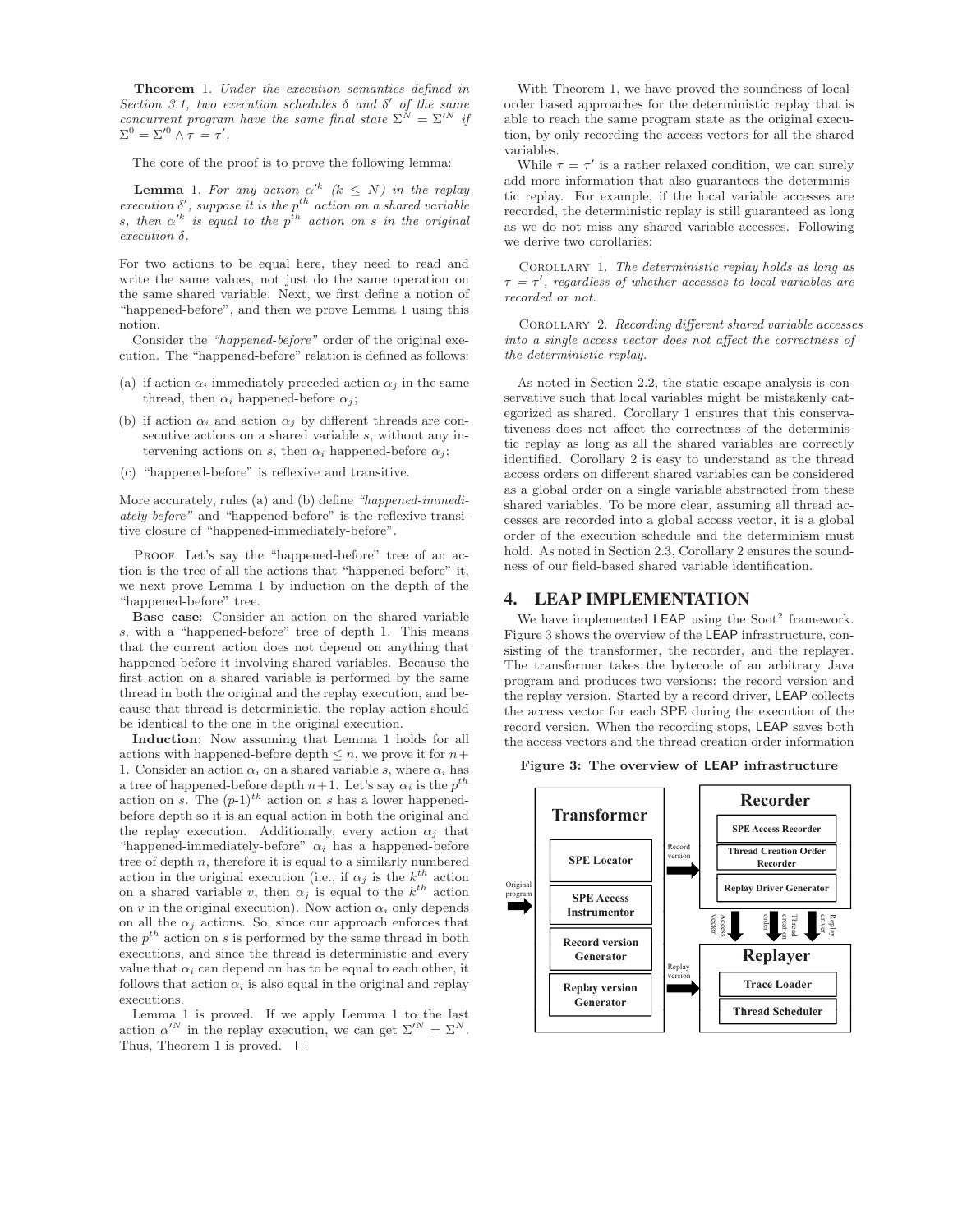**Theorem** 1. *Under the execution semantics defined in Section 3.1, two execution schedules $\delta$ and $\delta'$ of the same concurrent program have the same final state $\Sigma^N = \Sigma'^N$ if $\Sigma^0 = \Sigma'^0 \wedge \tau = \tau'$.*

The core of the proof is to prove the following lemma:

**Lemma** 1. *For any action $\alpha'^k$ ($k \leq N$) in the replay execution $\delta'$, suppose it is the $p^{th}$ action on a shared variable $s$, then $\alpha'^k$ is equal to the $p^{th}$ action on $s$ in the original execution $\delta$.*

For two actions to be equal here, they need to read and write the same values, not just do the same operation on the same shared variable. Next, we first define a notion of "happened-before", and then we prove Lemma 1 using this notion.

Consider the *"happened-before"* order of the original execution. The "happened-before" relation is defined as follows:

(a) if action $\alpha_i$ immediately preceded action $\alpha_j$ in the same thread, then $\alpha_i$ happened-before $\alpha_j$;

(b) if action $\alpha_i$ and action $\alpha_j$ by different threads are consecutive actions on a shared variable $s$, without any intervening actions on $s$, then $\alpha_i$ happened-before $\alpha_j$;

(c) "happened-before" is reflexive and transitive.

More accurately, rules (a) and (b) define *"happened-immediately-before"* and "happened-before" is the reflexive transitive closure of "happened-immediately-before".

Proof. Let's say the "happened-before" tree of an action is the tree of all the actions that "happened-before" it, we next prove Lemma 1 by induction on the depth of the "happened-before" tree.

**Base case**: Consider an action on the shared variable $s$, with a "happened-before" tree of depth 1. This means that the current action does not depend on anything that happened-before it involving shared variables. Because the first action on a shared variable is performed by the same thread in both the original and the replay execution, and because that thread is deterministic, the replay action should be identical to the one in the original execution.

**Induction**: Now assuming that Lemma 1 holds for all actions with happened-before depth $\leq n$, we prove it for $n+1$. Consider an action $\alpha_i$ on a shared variable $s$, where $\alpha_i$ has a tree of happened-before depth $n+1$. Let's say $\alpha_i$ is the $p^{th}$ action on $s$. The $(p\text{-}1)^{th}$ action on $s$ has a lower happened-before depth so it is an equal action in both the original and the replay execution. Additionally, every action $\alpha_j$ that "happened-immediately-before" $\alpha_i$ has a happened-before tree of depth $n$, therefore it is equal to a similarly numbered action in the original execution (i.e., if $\alpha_j$ is the $k^{th}$ action on a shared variable $v$, then $\alpha_j$ is equal to the $k^{th}$ action on $v$ in the original execution). Now action $\alpha_i$ only depends on all the $\alpha_j$ actions. So, since our approach enforces that the $p^{th}$ action on $s$ is performed by the same thread in both executions, and since the thread is deterministic and every value that $\alpha_i$ can depend on has to be equal to each other, it follows that action $\alpha_i$ is also equal in the original and replay executions.

Lemma 1 is proved. If we apply Lemma 1 to the last action $\alpha'^N$ in the replay execution, we can get $\Sigma'^N = \Sigma^N$. Thus, Theorem 1 is proved. □

With Theorem 1, we have proved the soundness of local-order based approaches for the deterministic replay that is able to reach the same program state as the original execution, by only recording the access vectors for all the shared variables.

While $\tau = \tau'$ is a rather relaxed condition, we can surely add more information that also guarantees the deterministic replay. For example, if the local variable accesses are recorded, the deterministic replay is still guaranteed as long as we do not miss any shared variable accesses. Following we derive two corollaries:

Corollary 1. *The deterministic replay holds as long as $\tau = \tau'$, regardless of whether accesses to local variables are recorded or not.*

Corollary 2. *Recording different shared variable accesses into a single access vector does not affect the correctness of the deterministic replay.*

As noted in Section 2.2, the static escape analysis is conservative such that local variables might be mistakenly categorized as shared. Corollary 1 ensures that this conservativeness does not affect the correctness of the deterministic replay as long as all the shared variables are correctly identified. Corollary 2 is easy to understand as the thread access orders on different shared variables can be considered as a global order on a single variable abstracted from these shared variables. To be more clear, assuming all thread accesses are recorded into a global access vector, it is a global order of the execution schedule and the determinism must hold. As noted in Section 2.3, Corollary 2 ensures the soundness of our field-based shared variable identification.

## 4. LEAP IMPLEMENTATION

We have implemented LEAP using the Soot[2] framework. Figure 3 shows the overview of the LEAP infrastructure, consisting of the transformer, the recorder, and the replayer. The transformer takes the bytecode of an arbitrary Java program and produces two versions: the record version and the replay version. Started by a record driver, LEAP collects the access vector for each SPE during the execution of the record version. When the recording stops, LEAP saves both the access vectors and the thread creation order information

**Figure 3: The overview of LEAP infrastructure**

Transformer: SPE Locator; SPE Access Instrumentor; Record version Generator; Replay version Generator

Recorder: SPE Access Recorder; Thread Creation Order Recorder; Replay Driver Generator

Replayer: Trace Loader; Thread Scheduler

Original program → Transformer; Record version → Recorder; Replay version → Replayer; Access vector, Thread creation order, Replay driver → Replayer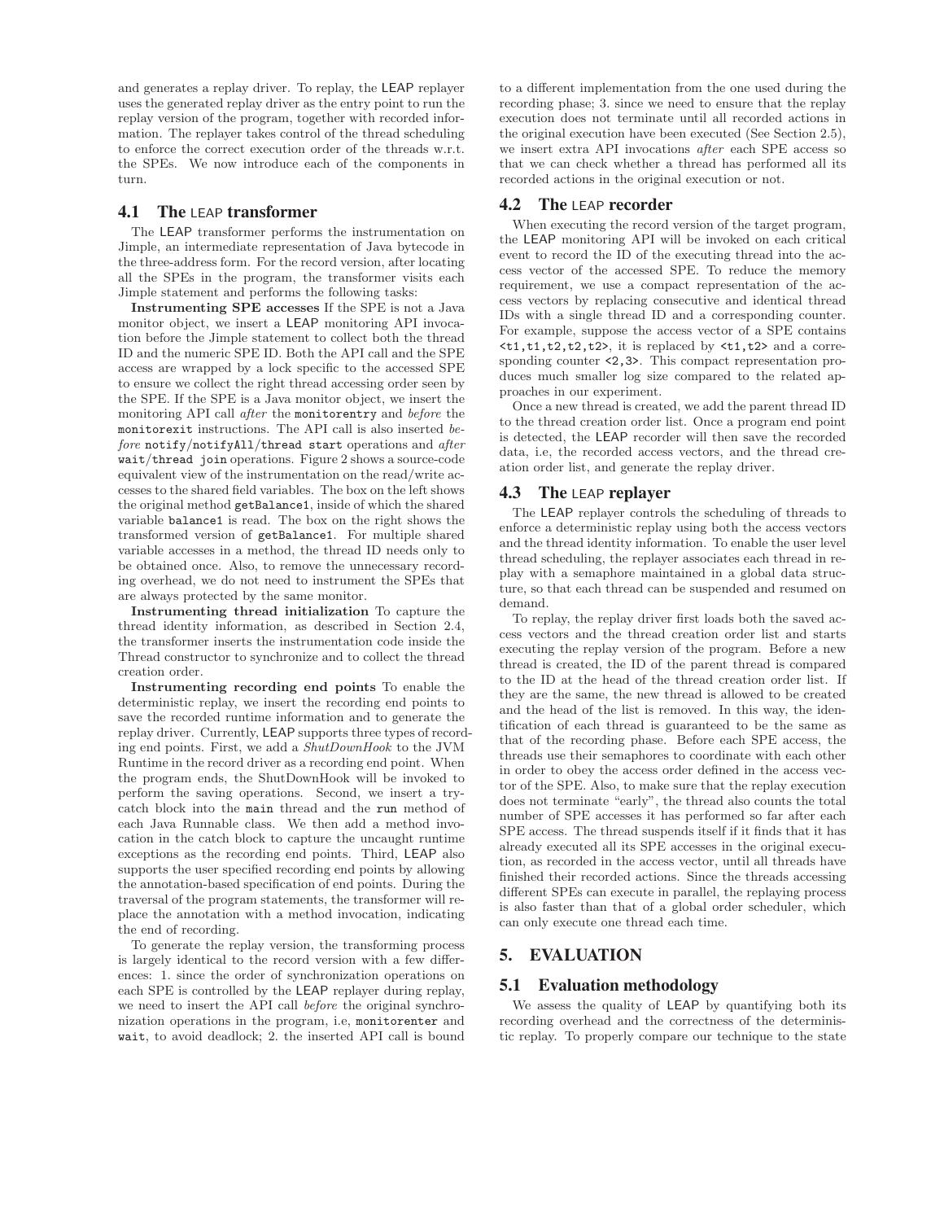and generates a replay driver. To replay, the LEAP replayer uses the generated replay driver as the entry point to run the replay version of the program, together with recorded information. The replayer takes control of the thread scheduling to enforce the correct execution order of the threads w.r.t. the SPEs. We now introduce each of the components in turn.

### 4.1 The LEAP transformer

The LEAP transformer performs the instrumentation on Jimple, an intermediate representation of Java bytecode in the three-address form. For the record version, after locating all the SPEs in the program, the transformer visits each Jimple statement and performs the following tasks:

**Instrumenting SPE accesses** If the SPE is not a Java monitor object, we insert a LEAP monitoring API invocation before the Jimple statement to collect both the thread ID and the numeric SPE ID. Both the API call and the SPE access are wrapped by a lock specific to the accessed SPE to ensure we collect the right thread accessing order seen by the SPE. If the SPE is a Java monitor object, we insert the monitoring API call *after* the `monitorentry` and *before* the `monitorexit` instructions. The API call is also inserted *before* `notify/notifyAll/thread start` operations and *after* `wait/thread join` operations. Figure 2 shows a source-code equivalent view of the instrumentation on the read/write accesses to the shared field variables. The box on the left shows the original method `getBalance1`, inside of which the shared variable `balance1` is read. The box on the right shows the transformed version of `getBalance1`. For multiple shared variable accesses in a method, the thread ID needs only to be obtained once. Also, to remove the unnecessary recording overhead, we do not need to instrument the SPEs that are always protected by the same monitor.

**Instrumenting thread initialization** To capture the thread identity information, as described in Section 2.4, the transformer inserts the instrumentation code inside the Thread constructor to synchronize and to collect the thread creation order.

**Instrumenting recording end points** To enable the deterministic replay, we insert the recording end points to save the recorded runtime information and to generate the replay driver. Currently, LEAP supports three types of recording end points. First, we add a *ShutDownHook* to the JVM Runtime in the record driver as a recording end point. When the program ends, the ShutDownHook will be invoked to perform the saving operations. Second, we insert a try-catch block into the `main` thread and the `run` method of each Java Runnable class. We then add a method invocation in the catch block to capture the uncaught runtime exceptions as the recording end points. Third, LEAP also supports the user specified recording end points by allowing the annotation-based specification of end points. During the traversal of the program statements, the transformer will replace the annotation with a method invocation, indicating the end of recording.

To generate the replay version, the transforming process is largely identical to the record version with a few differences: 1. since the order of synchronization operations on each SPE is controlled by the LEAP replayer during replay, we need to insert the API call *before* the original synchronization operations in the program, i.e, `monitorenter` and `wait`, to avoid deadlock; 2. the inserted API call is bound to a different implementation from the one used during the recording phase; 3. since we need to ensure that the replay execution does not terminate until all recorded actions in the original execution have been executed (See Section 2.5), we insert extra API invocations *after* each SPE access so that we can check whether a thread has performed all its recorded actions in the original execution or not.

### 4.2 The LEAP recorder

When executing the record version of the target program, the LEAP monitoring API will be invoked on each critical event to record the ID of the executing thread into the access vector of the accessed SPE. To reduce the memory requirement, we use a compact representation of the access vectors by replacing consecutive and identical thread IDs with a single thread ID and a corresponding counter. For example, suppose the access vector of a SPE contains `<t1,t1,t2,t2,t2>`, it is replaced by `<t1,t2>` and a corresponding counter `<2,3>`. This compact representation produces much smaller log size compared to the related approaches in our experiment.

Once a new thread is created, we add the parent thread ID to the thread creation order list. Once a program end point is detected, the LEAP recorder will then save the recorded data, i.e, the recorded access vectors, and the thread creation order list, and generate the replay driver.

### 4.3 The LEAP replayer

The LEAP replayer controls the scheduling of threads to enforce a deterministic replay using both the access vectors and the thread identity information. To enable the user level thread scheduling, the replayer associates each thread in replay with a semaphore maintained in a global data structure, so that each thread can be suspended and resumed on demand.

To replay, the replay driver first loads both the saved access vectors and the thread creation order list and starts executing the replay version of the program. Before a new thread is created, the ID of the parent thread is compared to the ID at the head of the thread creation order list. If they are the same, the new thread is allowed to be created and the head of the list is removed. In this way, the identification of each thread is guaranteed to be the same as that of the recording phase. Before each SPE access, the threads use their semaphores to coordinate with each other in order to obey the access order defined in the access vector of the SPE. Also, to make sure that the replay execution does not terminate "early", the thread also counts the total number of SPE accesses it has performed so far after each SPE access. The thread suspends itself if it finds that it has already executed all its SPE accesses in the original execution, as recorded in the access vector, until all threads have finished their recorded actions. Since the threads accessing different SPEs can execute in parallel, the replaying process is also faster than that of a global order scheduler, which can only execute one thread each time.

## 5. EVALUATION

### 5.1 Evaluation methodology

We assess the quality of LEAP by quantifying both its recording overhead and the correctness of the deterministic replay. To properly compare our technique to the state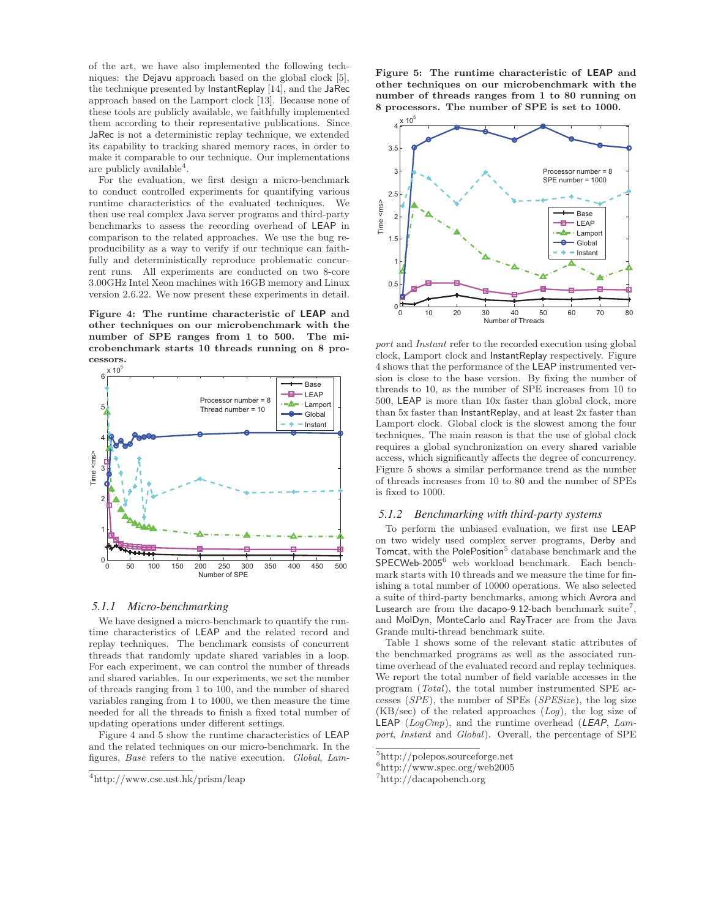of the art, we have also implemented the following techniques: the Dejavu approach based on the global clock [5], the technique presented by InstantReplay [14], and the JaRec approach based on the Lamport clock [13]. Because none of these tools are publicly available, we faithfully implemented them according to their representative publications. Since JaRec is not a deterministic replay technique, we extended its capability to tracking shared memory races, in order to make it comparable to our technique. Our implementations are publicly available[4].

For the evaluation, we first design a micro-benchmark to conduct controlled experiments for quantifying various runtime characteristics of the evaluated techniques. We then use real complex Java server programs and third-party benchmarks to assess the recording overhead of LEAP in comparison to the related approaches. We use the bug reproducibility as a way to verify if our technique can faithfully and deterministically reproduce problematic concurrent runs. All experiments are conducted on two 8-core 3.00GHz Intel Xeon machines with 16GB memory and Linux version 2.6.22. We now present these experiments in detail.

**Figure 4: The runtime characteristic of LEAP and other techniques on our microbenchmark with the number of SPE ranges from 1 to 500. The microbenchmark starts 10 threads running on 8 processors.**

### 5.1.1 Micro-benchmarking

We have designed a micro-benchmark to quantify the runtime characteristics of LEAP and the related record and replay techniques. The benchmark consists of concurrent threads that randomly update shared variables in a loop. For each experiment, we can control the number of threads and shared variables. In our experiments, we set the number of threads ranging from 1 to 100, and the number of shared variables ranging from 1 to 1000, we then measure the time needed for all the threads to finish a fixed total number of updating operations under different settings.

Figure 4 and 5 show the runtime characteristics of LEAP and the related techniques on our micro-benchmark. In the figures, *Base* refers to the native execution. *Global*, *Lamport* and *Instant* refer to the recorded execution using global clock, Lamport clock and InstantReplay respectively. Figure 4 shows that the performance of the LEAP instrumented version is close to the base version. By fixing the number of threads to 10, as the number of SPE increases from 10 to 500, LEAP is more than 10x faster than global clock, more than 5x faster than InstantReplay, and at least 2x faster than Lamport clock. Global clock is the slowest among the four techniques. The main reason is that the use of global clock requires a global synchronization on every shared variable access, which significantly affects the degree of concurrency. Figure 5 shows a similar performance trend as the number of threads increases from 10 to 80 and the number of SPEs is fixed to 1000.

**Figure 5: The runtime characteristic of LEAP and other techniques on our microbenchmark with the number of threads ranges from 1 to 80 running on 8 processors. The number of SPE is set to 1000.**

### 5.1.2 Benchmarking with third-party systems

To perform the unbiased evaluation, we first use LEAP on two widely used complex server programs, Derby and Tomcat, with the PolePosition[5] database benchmark and the SPECWeb-2005[6] web workload benchmark. Each benchmark starts with 10 threads and we measure the time for finishing a total number of 10000 operations. We also selected a suite of third-party benchmarks, among which Avrora and Lusearch are from the dacapo-9.12-bach benchmark suite[7], and MolDyn, MonteCarlo and RayTracer are from the Java Grande multi-thread benchmark suite.

Table 1 shows some of the relevant static attributes of the benchmarked programs as well as the associated runtime overhead of the evaluated record and replay techniques. We report the total number of field variable accesses in the program (*Total*), the total number instrumented SPE accesses (*SPE*), the number of SPEs (*SPESize*), the log size (KB/sec) of the related approaches (*Log*), the log size of LEAP (*LogCmp*), and the runtime overhead (*LEAP*, *Lamport*, *Instant* and *Global*). Overall, the percentage of SPE

[4] http://www.cse.ust.hk/prism/leap

[5] http://polepos.sourceforge.net

[6] http://www.spec.org/web2005

[7] http://dacapobench.org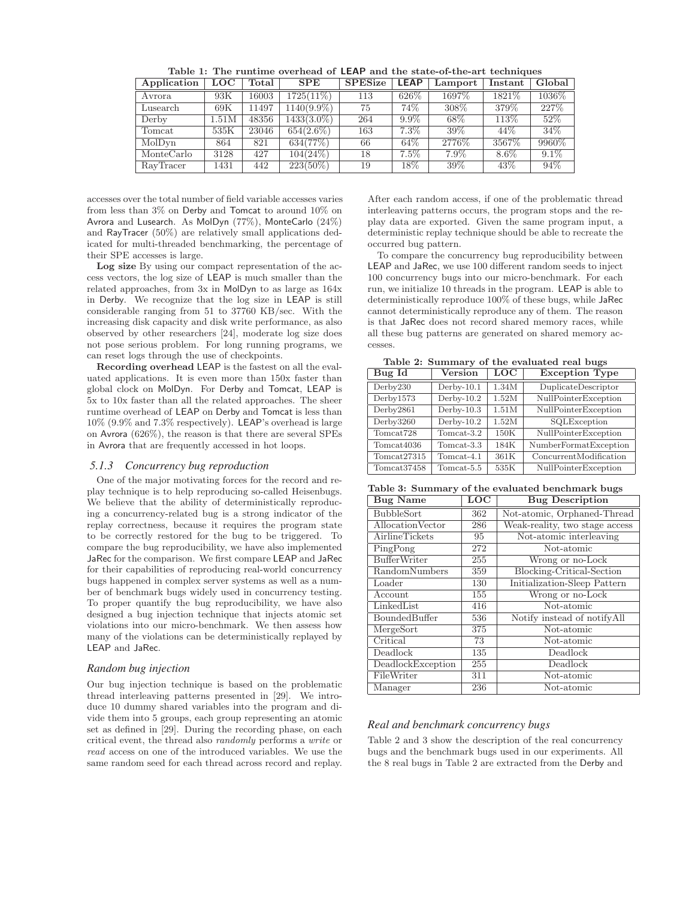Table 1: The runtime overhead of LEAP and the state-of-the-art techniques

| Application | LOC | Total | SPE | SPESize | LEAP | Lamport | Instant | Global |
|---|---|---|---|---|---|---|---|---|
| Avrora | 93K | 16003 | 1725(11%) | 113 | 626% | 1697% | 1821% | 1036% |
| Lusearch | 69K | 11497 | 1140(9.9%) | 75 | 74% | 308% | 379% | 227% |
| Derby | 1.51M | 48356 | 1433(3.0%) | 264 | 9.9% | 68% | 113% | 52% |
| Tomcat | 535K | 23046 | 654(2.6%) | 163 | 7.3% | 39% | 44% | 34% |
| MolDyn | 864 | 821 | 634(77%) | 66 | 64% | 2776% | 3567% | 9960% |
| MonteCarlo | 3128 | 427 | 104(24%) | 18 | 7.5% | 7.9% | 8.6% | 9.1% |
| RayTracer | 1431 | 442 | 223(50%) | 19 | 18% | 39% | 43% | 94% |

accesses over the total number of field variable accesses varies from less than 3% on Derby and Tomcat to around 10% on Avrora and Lusearch. As MolDyn (77%), MonteCarlo (24%) and RayTracer (50%) are relatively small applications dedicated for multi-threaded benchmarking, the percentage of their SPE accesses is large.

**Log size** By using our compact representation of the access vectors, the log size of LEAP is much smaller than the related approaches, from 3x in MolDyn to as large as 164x in Derby. We recognize that the log size in LEAP is still considerable ranging from 51 to 37760 KB/sec. With the increasing disk capacity and disk write performance, as also observed by other researchers [24], moderate log size does not pose serious problem. For long running programs, we can reset logs through the use of checkpoints.

**Recording overhead** LEAP is the fastest on all the evaluated applications. It is even more than 150x faster than global clock on MolDyn. For Derby and Tomcat, LEAP is 5x to 10x faster than all the related approaches. The sheer runtime overhead of LEAP on Derby and Tomcat is less than 10% (9.9% and 7.3% respectively). LEAP's overhead is large on Avrora (626%), the reason is that there are several SPEs in Avrora that are frequently accessed in hot loops.

### 5.1.3 Concurrency bug reproduction

One of the major motivating forces for the record and replay technique is to help reproducing so-called Heisenbugs. We believe that the ability of deterministically reproducing a concurrency-related bug is a strong indicator of the replay correctness, because it requires the program state to be correctly restored for the bug to be triggered. To compare the bug reproducibility, we have also implemented JaRec for the comparison. We first compare LEAP and JaRec for their capabilities of reproducing real-world concurrency bugs happened in complex server systems as well as a number of benchmark bugs widely used in concurrency testing. To proper quantify the bug reproducibility, we have also designed a bug injection technique that injects atomic set violations into our micro-benchmark. We then assess how many of the violations can be deterministically replayed by LEAP and JaRec.

#### *Random bug injection*

Our bug injection technique is based on the problematic thread interleaving patterns presented in [29]. We introduce 10 dummy shared variables into the program and divide them into 5 groups, each group representing an atomic set as defined in [29]. During the recording phase, on each critical event, the thread also *randomly* performs a *write* or *read* access on one of the introduced variables. We use the same random seed for each thread across record and replay. After each random access, if one of the problematic thread interleaving patterns occurs, the program stops and the replay data are exported. Given the same program input, a deterministic replay technique should be able to recreate the occurred bug pattern.

To compare the concurrency bug reproducibility between LEAP and JaRec, we use 100 different random seeds to inject 100 concurrency bugs into our micro-benchmark. For each run, we initialize 10 threads in the program. LEAP is able to deterministically reproduce 100% of these bugs, while JaRec cannot deterministically reproduce any of them. The reason is that JaRec does not record shared memory races, while all these bug patterns are generated on shared memory accesses.

Table 2: Summary of the evaluated real bugs

| Bug Id | Version | LOC | Exception Type |
|---|---|---|---|
| Derby230 | Derby-10.1 | 1.34M | DuplicateDescriptor |
| Derby1573 | Derby-10.2 | 1.52M | NullPointerException |
| Derby2861 | Derby-10.3 | 1.51M | NullPointerException |
| Derby3260 | Derby-10.2 | 1.52M | SQLException |
| Tomcat728 | Tomcat-3.2 | 150K | NullPointerException |
| Tomcat4036 | Tomcat-3.3 | 184K | NumberFormatException |
| Tomcat27315 | Tomcat-4.1 | 361K | ConcurrentModification |
| Tomcat37458 | Tomcat-5.5 | 535K | NullPointerException |

Table 3: Summary of the evaluated benchmark bugs

| Bug Name | LOC | Bug Description |
|---|---|---|
| BubbleSort | 362 | Not-atomic, Orphaned-Thread |
| AllocationVector | 286 | Weak-reality, two stage access |
| AirlineTickets | 95 | Not-atomic interleaving |
| PingPong | 272 | Not-atomic |
| BufferWriter | 255 | Wrong or no-Lock |
| RandomNumbers | 359 | Blocking-Critical-Section |
| Loader | 130 | Initialization-Sleep Pattern |
| Account | 155 | Wrong or no-Lock |
| LinkedList | 416 | Not-atomic |
| BoundedBuffer | 536 | Notify instead of notifyAll |
| MergeSort | 375 | Not-atomic |
| Critical | 73 | Not-atomic |
| Deadlock | 135 | Deadlock |
| DeadlockException | 255 | Deadlock |
| FileWriter | 311 | Not-atomic |
| Manager | 236 | Not-atomic |

#### *Real and benchmark concurrency bugs*

Table 2 and 3 show the description of the real concurrency bugs and the benchmark bugs used in our experiments. All the 8 real bugs in Table 2 are extracted from the Derby and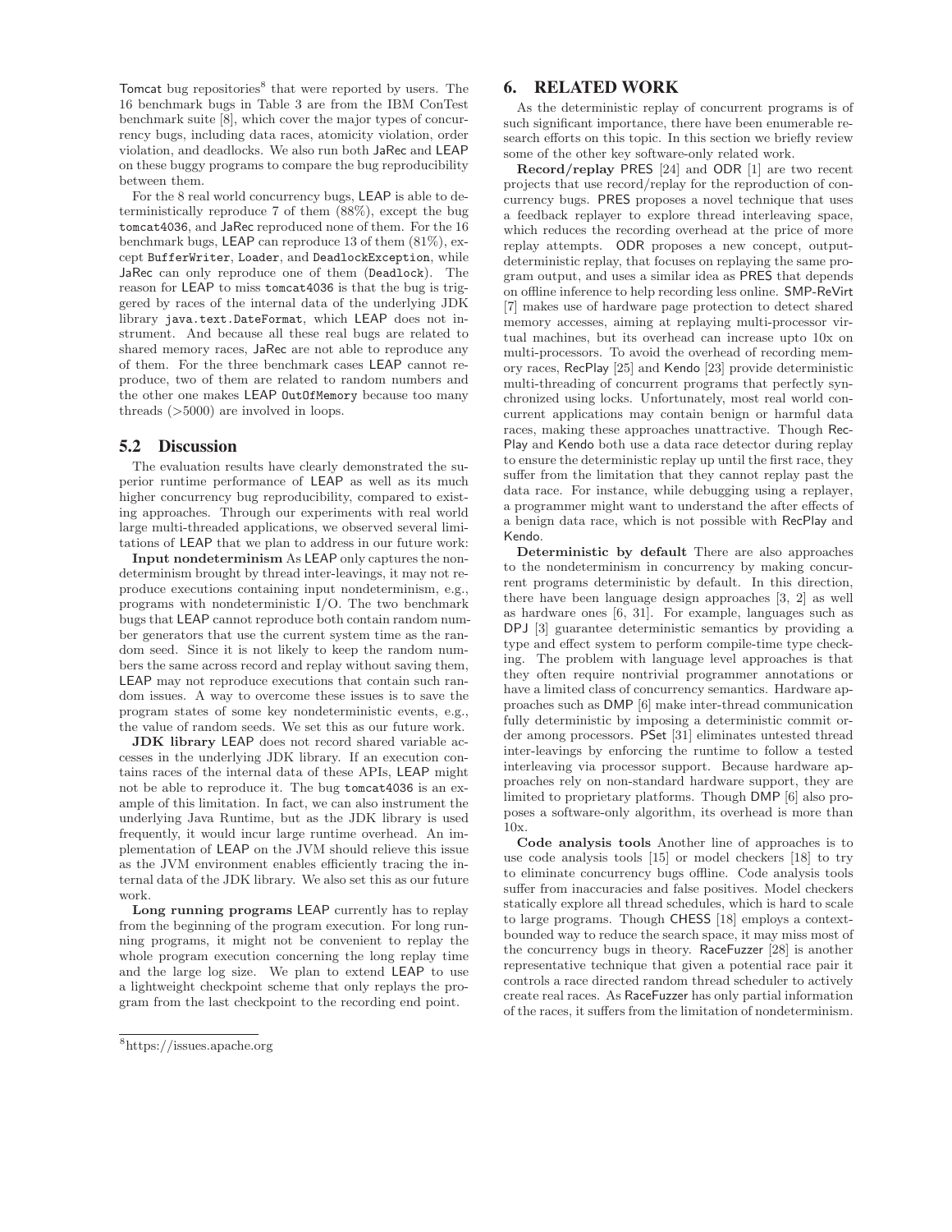Tomcat bug repositories[8] that were reported by users. The 16 benchmark bugs in Table 3 are from the IBM ConTest benchmark suite [8], which cover the major types of concurrency bugs, including data races, atomicity violation, order violation, and deadlocks. We also run both JaRec and LEAP on these buggy programs to compare the bug reproducibility between them.

For the 8 real world concurrency bugs, LEAP is able to deterministically reproduce 7 of them (88%), except the bug tomcat4036, and JaRec reproduced none of them. For the 16 benchmark bugs, LEAP can reproduce 13 of them (81%), except BufferWriter, Loader, and DeadlockException, while JaRec can only reproduce one of them (Deadlock). The reason for LEAP to miss tomcat4036 is that the bug is triggered by races of the internal data of the underlying JDK library java.text.DateFormat, which LEAP does not instrument. And because all these real bugs are related to shared memory races, JaRec are not able to reproduce any of them. For the three benchmark cases LEAP cannot reproduce, two of them are related to random numbers and the other one makes LEAP OutOfMemory because too many threads (>5000) are involved in loops.

## 5.2 Discussion

The evaluation results have clearly demonstrated the superior runtime performance of LEAP as well as its much higher concurrency bug reproducibility, compared to existing approaches. Through our experiments with real world large multi-threaded applications, we observed several limitations of LEAP that we plan to address in our future work:

**Input nondeterminism** As LEAP only captures the nondeterminism brought by thread inter-leavings, it may not reproduce executions containing input nondeterminism, e.g., programs with nondeterministic I/O. The two benchmark bugs that LEAP cannot reproduce both contain random number generators that use the current system time as the random seed. Since it is not likely to keep the random numbers the same across record and replay without saving them, LEAP may not reproduce executions that contain such random issues. A way to overcome these issues is to save the program states of some key nondeterministic events, e.g., the value of random seeds. We set this as our future work.

**JDK library** LEAP does not record shared variable accesses in the underlying JDK library. If an execution contains races of the internal data of these APIs, LEAP might not be able to reproduce it. The bug tomcat4036 is an example of this limitation. In fact, we can also instrument the underlying Java Runtime, but as the JDK library is used frequently, it would incur large runtime overhead. An implementation of LEAP on the JVM should relieve this issue as the JVM environment enables efficiently tracing the internal data of the JDK library. We also set this as our future work.

**Long running programs** LEAP currently has to replay from the beginning of the program execution. For long running programs, it might not be convenient to replay the whole program execution concerning the long replay time and the large log size. We plan to extend LEAP to use a lightweight checkpoint scheme that only replays the program from the last checkpoint to the recording end point.

[8] https://issues.apache.org

# 6. RELATED WORK

As the deterministic replay of concurrent programs is of such significant importance, there have been enumerable research efforts on this topic. In this section we briefly review some of the other key software-only related work.

**Record/replay** PRES [24] and ODR [1] are two recent projects that use record/replay for the reproduction of concurrency bugs. PRES proposes a novel technique that uses a feedback replayer to explore thread interleaving space, which reduces the recording overhead at the price of more replay attempts. ODR proposes a new concept, output-deterministic replay, that focuses on replaying the same program output, and uses a similar idea as PRES that depends on offline inference to help recording less online. SMP-ReVirt [7] makes use of hardware page protection to detect shared memory accesses, aiming at replaying multi-processor virtual machines, but its overhead can increase upto 10x on multi-processors. To avoid the overhead of recording memory races, RecPlay [25] and Kendo [23] provide deterministic multi-threading of concurrent programs that perfectly synchronized using locks. Unfortunately, most real world concurrent applications may contain benign or harmful data races, making these approaches unattractive. Though RecPlay and Kendo both use a data race detector during replay to ensure the deterministic replay up until the first race, they suffer from the limitation that they cannot replay past the data race. For instance, while debugging using a replayer, a programmer might want to understand the after effects of a benign data race, which is not possible with RecPlay and Kendo.

**Deterministic by default** There are also approaches to the nondeterminism in concurrency by making concurrent programs deterministic by default. In this direction, there have been language design approaches [3, 2] as well as hardware ones [6, 31]. For example, languages such as DPJ [3] guarantee deterministic semantics by providing a type and effect system to perform compile-time type checking. The problem with language level approaches is that they often require nontrivial programmer annotations or have a limited class of concurrency semantics. Hardware approaches such as DMP [6] make inter-thread communication fully deterministic by imposing a deterministic commit order among processors. PSet [31] eliminates untested thread inter-leavings by enforcing the runtime to follow a tested interleaving via processor support. Because hardware approaches rely on non-standard hardware support, they are limited to proprietary platforms. Though DMP [6] also proposes a software-only algorithm, its overhead is more than 10x.

**Code analysis tools** Another line of approaches is to use code analysis tools [15] or model checkers [18] to try to eliminate concurrency bugs offline. Code analysis tools suffer from inaccuracies and false positives. Model checkers statically explore all thread schedules, which is hard to scale to large programs. Though CHESS [18] employs a context-bounded way to reduce the search space, it may miss most of the concurrency bugs in theory. RaceFuzzer [28] is another representative technique that given a potential race pair it controls a race directed random thread scheduler to actively create real races. As RaceFuzzer has only partial information of the races, it suffers from the limitation of nondeterminism.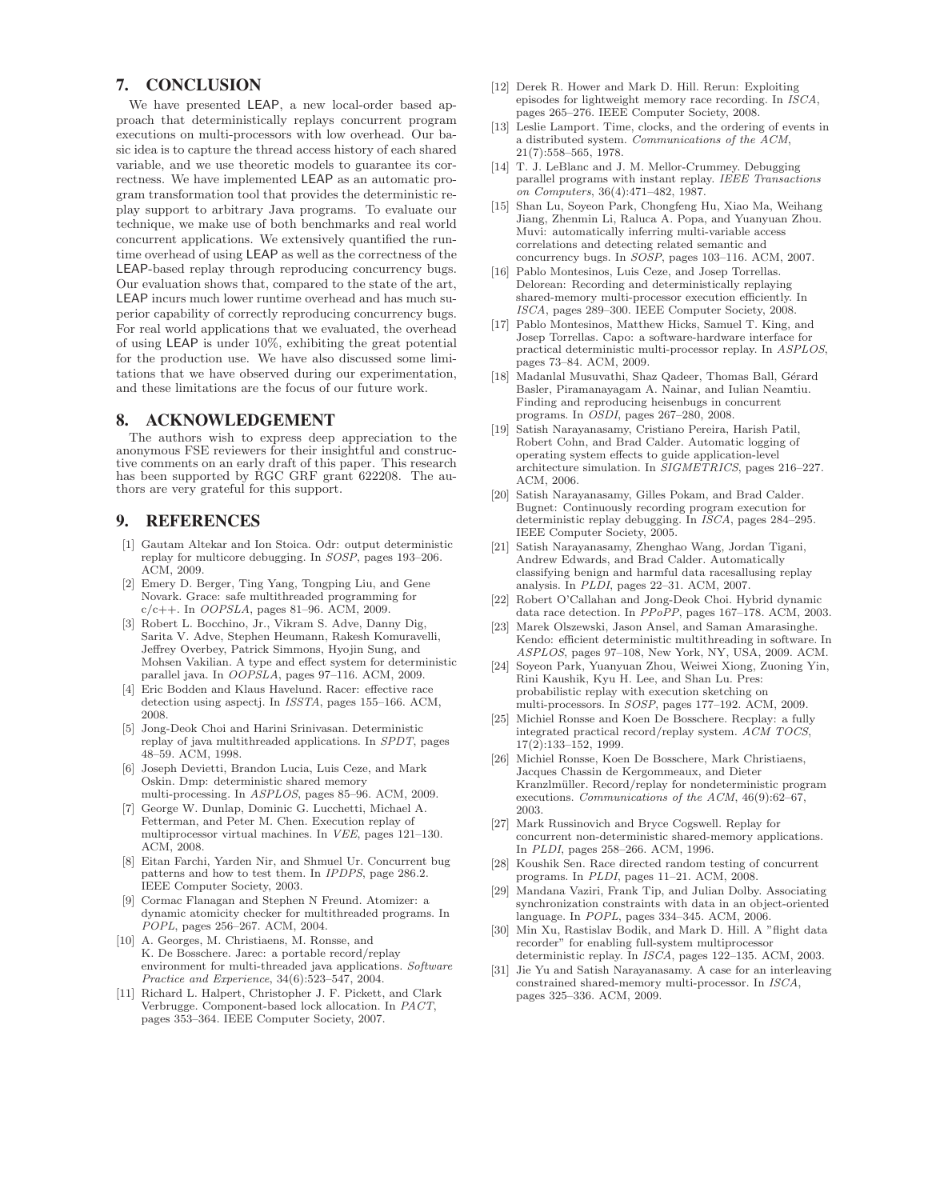## 7. CONCLUSION

We have presented LEAP, a new local-order based approach that deterministically replays concurrent program executions on multi-processors with low overhead. Our basic idea is to capture the thread access history of each shared variable, and we use theoretic models to guarantee its correctness. We have implemented LEAP as an automatic program transformation tool that provides the deterministic replay support to arbitrary Java programs. To evaluate our technique, we make use of both benchmarks and real world concurrent applications. We extensively quantified the runtime overhead of using LEAP as well as the correctness of the LEAP-based replay through reproducing concurrency bugs. Our evaluation shows that, compared to the state of the art, LEAP incurs much lower runtime overhead and has much superior capability of correctly reproducing concurrency bugs. For real world applications that we evaluated, the overhead of using LEAP is under 10%, exhibiting the great potential for the production use. We have also discussed some limitations that we have observed during our experimentation, and these limitations are the focus of our future work.

## 8. ACKNOWLEDGEMENT

The authors wish to express deep appreciation to the anonymous FSE reviewers for their insightful and constructive comments on an early draft of this paper. This research has been supported by RGC GRF grant 622208. The authors are very grateful for this support.

## 9. REFERENCES

[1] Gautam Altekar and Ion Stoica. Odr: output deterministic replay for multicore debugging. In *SOSP*, pages 193–206. ACM, 2009.

[2] Emery D. Berger, Ting Yang, Tongping Liu, and Gene Novark. Grace: safe multithreaded programming for c/c++. In *OOPSLA*, pages 81–96. ACM, 2009.

[3] Robert L. Bocchino, Jr., Vikram S. Adve, Danny Dig, Sarita V. Adve, Stephen Heumann, Rakesh Komuravelli, Jeffrey Overbey, Patrick Simmons, Hyojin Sung, and Mohsen Vakilian. A type and effect system for deterministic parallel java. In *OOPSLA*, pages 97–116. ACM, 2009.

[4] Eric Bodden and Klaus Havelund. Racer: effective race detection using aspectj. In *ISSTA*, pages 155–166. ACM, 2008.

[5] Jong-Deok Choi and Harini Srinivasan. Deterministic replay of java multithreaded applications. In *SPDT*, pages 48–59. ACM, 1998.

[6] Joseph Devietti, Brandon Lucia, Luis Ceze, and Mark Oskin. Dmp: deterministic shared memory multi-processing. In *ASPLOS*, pages 85–96. ACM, 2009.

[7] George W. Dunlap, Dominic G. Lucchetti, Michael A. Fetterman, and Peter M. Chen. Execution replay of multiprocessor virtual machines. In *VEE*, pages 121–130. ACM, 2008.

[8] Eitan Farchi, Yarden Nir, and Shmuel Ur. Concurrent bug patterns and how to test them. In *IPDPS*, page 286.2. IEEE Computer Society, 2003.

[9] Cormac Flanagan and Stephen N Freund. Atomizer: a dynamic atomicity checker for multithreaded programs. In *POPL*, pages 256–267. ACM, 2004.

[10] A. Georges, M. Christiaens, M. Ronsse, and K. De Bosschere. Jarec: a portable record/replay environment for multi-threaded java applications. *Software Practice and Experience*, 34(6):523–547, 2004.

[11] Richard L. Halpert, Christopher J. F. Pickett, and Clark Verbrugge. Component-based lock allocation. In *PACT*, pages 353–364. IEEE Computer Society, 2007.

[12] Derek R. Hower and Mark D. Hill. Rerun: Exploiting episodes for lightweight memory race recording. In *ISCA*, pages 265–276. IEEE Computer Society, 2008.

[13] Leslie Lamport. Time, clocks, and the ordering of events in a distributed system. *Communications of the ACM*, 21(7):558–565, 1978.

[14] T. J. LeBlanc and J. M. Mellor-Crummey. Debugging parallel programs with instant replay. *IEEE Transactions on Computers*, 36(4):471–482, 1987.

[15] Shan Lu, Soyeon Park, Chongfeng Hu, Xiao Ma, Weihang Jiang, Zhenmin Li, Raluca A. Popa, and Yuanyuan Zhou. Muvi: automatically inferring multi-variable access correlations and detecting related semantic and concurrency bugs. In *SOSP*, pages 103–116. ACM, 2007.

[16] Pablo Montesinos, Luis Ceze, and Josep Torrellas. Delorean: Recording and deterministically replaying shared-memory multi-processor execution efficiently. In *ISCA*, pages 289–300. IEEE Computer Society, 2008.

[17] Pablo Montesinos, Matthew Hicks, Samuel T. King, and Josep Torrellas. Capo: a software-hardware interface for practical deterministic multi-processor replay. In *ASPLOS*, pages 73–84. ACM, 2009.

[18] Madanlal Musuvathi, Shaz Qadeer, Thomas Ball, Gérard Basler, Piramanayagam A. Nainar, and Iulian Neamtiu. Finding and reproducing heisenbugs in concurrent programs. In *OSDI*, pages 267–280, 2008.

[19] Satish Narayanasamy, Cristiano Pereira, Harish Patil, Robert Cohn, and Brad Calder. Automatic logging of operating system effects to guide application-level architecture simulation. In *SIGMETRICS*, pages 216–227. ACM, 2006.

[20] Satish Narayanasamy, Gilles Pokam, and Brad Calder. Bugnet: Continuously recording program execution for deterministic replay debugging. In *ISCA*, pages 284–295. IEEE Computer Society, 2005.

[21] Satish Narayanasamy, Zhenghao Wang, Jordan Tigani, Andrew Edwards, and Brad Calder. Automatically classifying benign and harmful data racesallusing replay analysis. In *PLDI*, pages 22–31. ACM, 2007.

[22] Robert O'Callahan and Jong-Deok Choi. Hybrid dynamic data race detection. In *PPoPP*, pages 167–178. ACM, 2003.

[23] Marek Olszewski, Jason Ansel, and Saman Amarasinghe. Kendo: efficient deterministic multithreading in software. In *ASPLOS*, pages 97–108, New York, NY, USA, 2009. ACM.

[24] Soyeon Park, Yuanyuan Zhou, Weiwei Xiong, Zuoning Yin, Rini Kaushik, Kyu H. Lee, and Shan Lu. Pres: probabilistic replay with execution sketching on multi-processors. In *SOSP*, pages 177–192. ACM, 2009.

[25] Michiel Ronsse and Koen De Bosschere. Recplay: a fully integrated practical record/replay system. *ACM TOCS*, 17(2):133–152, 1999.

[26] Michiel Ronsse, Koen De Bosschere, Mark Christiaens, Jacques Chassin de Kergommeaux, and Dieter Kranzlmüller. Record/replay for nondeterministic program executions. *Communications of the ACM*, 46(9):62–67, 2003.

[27] Mark Russinovich and Bryce Cogswell. Replay for concurrent non-deterministic shared-memory applications. In *PLDI*, pages 258–266. ACM, 1996.

[28] Koushik Sen. Race directed random testing of concurrent programs. In *PLDI*, pages 11–21. ACM, 2008.

[29] Mandana Vaziri, Frank Tip, and Julian Dolby. Associating synchronization constraints with data in an object-oriented language. In *POPL*, pages 334–345. ACM, 2006.

[30] Min Xu, Rastislav Bodik, and Mark D. Hill. A "flight data recorder" for enabling full-system multiprocessor deterministic replay. In *ISCA*, pages 122–135. ACM, 2003.

[31] Jie Yu and Satish Narayanasamy. A case for an interleaving constrained shared-memory multi-processor. In *ISCA*, pages 325–336. ACM, 2009.